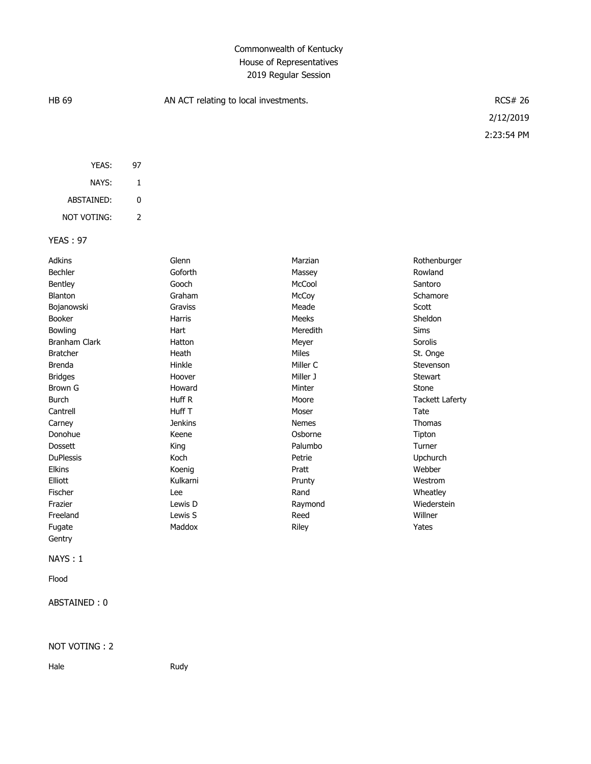# Commonwealth of Kentucky
## House of Representatives
### 2019 Regular Session

HB 69 — AN ACT relating to local investments. — RCS# 26

2/12/2019

2:23:54 PM

| | |
|---|---|
| YEAS: | 97 |
| NAYS: | 1 |
| ABSTAINED: | 0 |
| NOT VOTING: | 2 |

**YEAS : 97**

| | | | |
|---|---|---|---|
| Adkins | Glenn | Marzian | Rothenburger |
| Bechler | Goforth | Massey | Rowland |
| Bentley | Gooch | McCool | Santoro |
| Blanton | Graham | McCoy | Schamore |
| Bojanowski | Graviss | Meade | Scott |
| Booker | Harris | Meeks | Sheldon |
| Bowling | Hart | Meredith | Sims |
| Branham Clark | Hatton | Meyer | Sorolis |
| Bratcher | Heath | Miles | St. Onge |
| Brenda | Hinkle | Miller C | Stevenson |
| Bridges | Hoover | Miller J | Stewart |
| Brown G | Howard | Minter | Stone |
| Burch | Huff R | Moore | Tackett Laferty |
| Cantrell | Huff T | Moser | Tate |
| Carney | Jenkins | Nemes | Thomas |
| Donohue | Keene | Osborne | Tipton |
| Dossett | King | Palumbo | Turner |
| DuPlessis | Koch | Petrie | Upchurch |
| Elkins | Koenig | Pratt | Webber |
| Elliott | Kulkarni | Prunty | Westrom |
| Fischer | Lee | Rand | Wheatley |
| Frazier | Lewis D | Raymond | Wiederstein |
| Freeland | Lewis S | Reed | Willner |
| Fugate | Maddox | Riley | Yates |
| Gentry | | | |

**NAYS : 1**

Flood

**ABSTAINED : 0**

**NOT VOTING : 2**

| | |
|---|---|
| Hale | Rudy |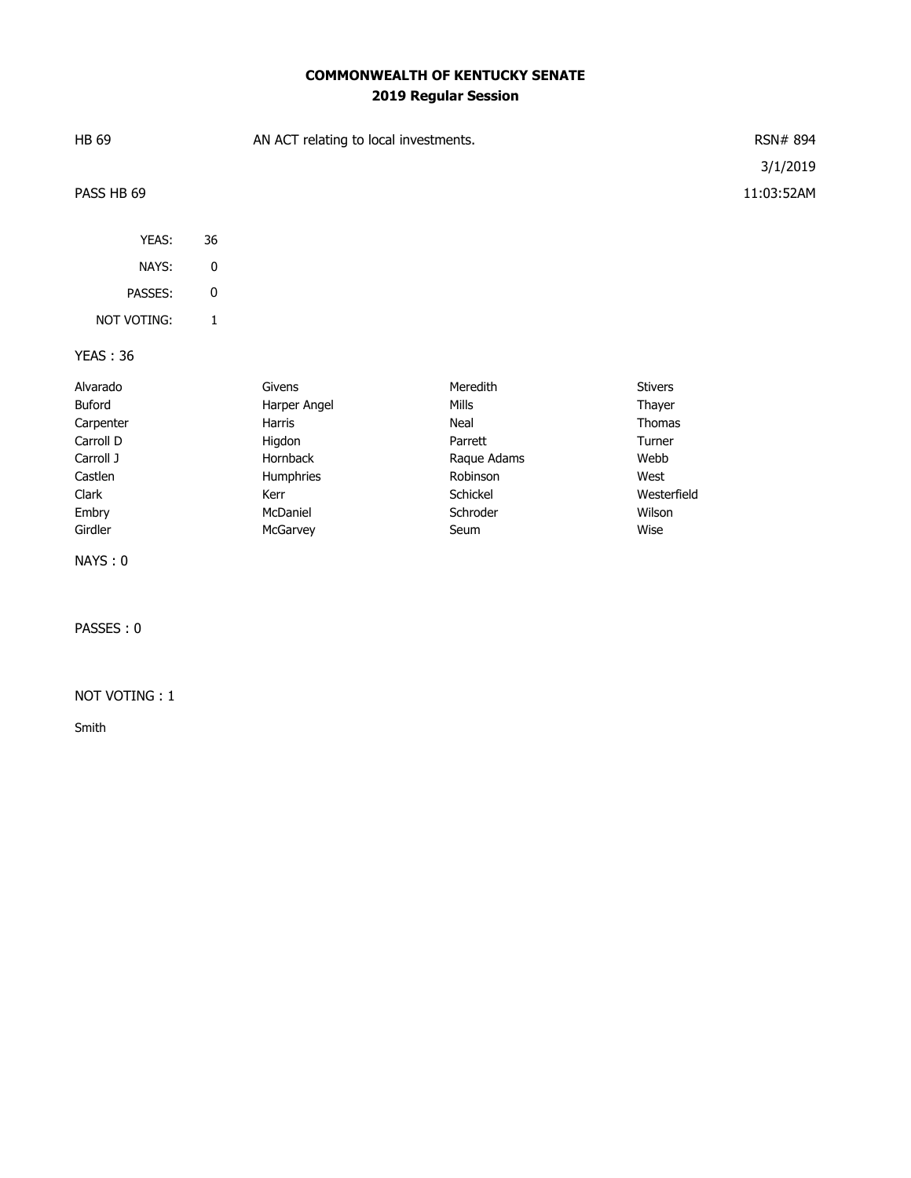**COMMONWEALTH OF KENTUCKY SENATE**
**2019 Regular Session**

| | | |
|---|---|---|
| HB 69 | AN ACT relating to local investments. | RSN# 894 |
| | | 3/1/2019 |
| PASS HB 69 | | 11:03:52AM |

| | |
|---|---|
| YEAS: | 36 |
| NAYS: | 0 |
| PASSES: | 0 |
| NOT VOTING: | 1 |

YEAS : 36

| | | | |
|---|---|---|---|
| Alvarado | Givens | Meredith | Stivers |
| Buford | Harper Angel | Mills | Thayer |
| Carpenter | Harris | Neal | Thomas |
| Carroll D | Higdon | Parrett | Turner |
| Carroll J | Hornback | Raque Adams | Webb |
| Castlen | Humphries | Robinson | West |
| Clark | Kerr | Schickel | Westerfield |
| Embry | McDaniel | Schroder | Wilson |
| Girdler | McGarvey | Seum | Wise |

NAYS : 0

PASSES : 0

NOT VOTING : 1

Smith